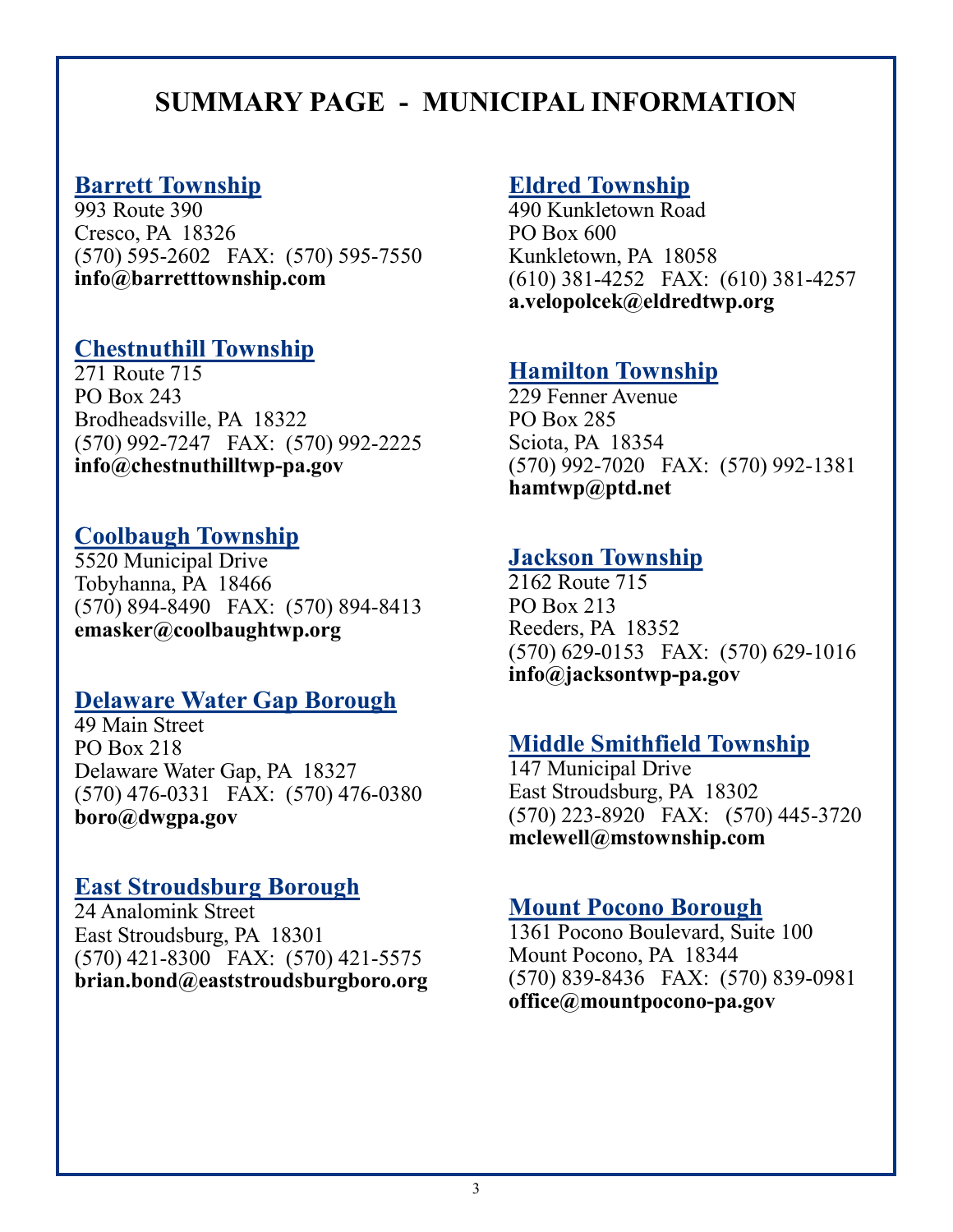# SUMMARY PAGE - MUNICIPAL INFORMATION

## Barrett Township
993 Route 390
Cresco, PA 18326
(570) 595-2602 FAX: (570) 595-7550
**info@barretttownship.com**

## Chestnuthill Township
271 Route 715
PO Box 243
Brodheadsville, PA 18322
(570) 992-7247 FAX: (570) 992-2225
**info@chestnuthilltwp-pa.gov**

## Coolbaugh Township
5520 Municipal Drive
Tobyhanna, PA 18466
(570) 894-8490 FAX: (570) 894-8413
**emasker@coolbaughtwp.org**

## Delaware Water Gap Borough
49 Main Street
PO Box 218
Delaware Water Gap, PA 18327
(570) 476-0331 FAX: (570) 476-0380
**boro@dwgpa.gov**

## East Stroudsburg Borough
24 Analomink Street
East Stroudsburg, PA 18301
(570) 421-8300 FAX: (570) 421-5575
**brian.bond@eaststroudsburgboro.org**

## Eldred Township
490 Kunkletown Road
PO Box 600
Kunkletown, PA 18058
(610) 381-4252 FAX: (610) 381-4257
**a.velopolcek@eldredtwp.org**

## Hamilton Township
229 Fenner Avenue
PO Box 285
Sciota, PA 18354
(570) 992-7020 FAX: (570) 992-1381
**hamtwp@ptd.net**

## Jackson Township
2162 Route 715
PO Box 213
Reeders, PA 18352
(570) 629-0153 FAX: (570) 629-1016
**info@jacksontwp-pa.gov**

## Middle Smithfield Township
147 Municipal Drive
East Stroudsburg, PA 18302
(570) 223-8920 FAX: (570) 445-3720
**mclewell@mstownship.com**

## Mount Pocono Borough
1361 Pocono Boulevard, Suite 100
Mount Pocono, PA 18344
(570) 839-8436 FAX: (570) 839-0981
**office@mountpocono-pa.gov**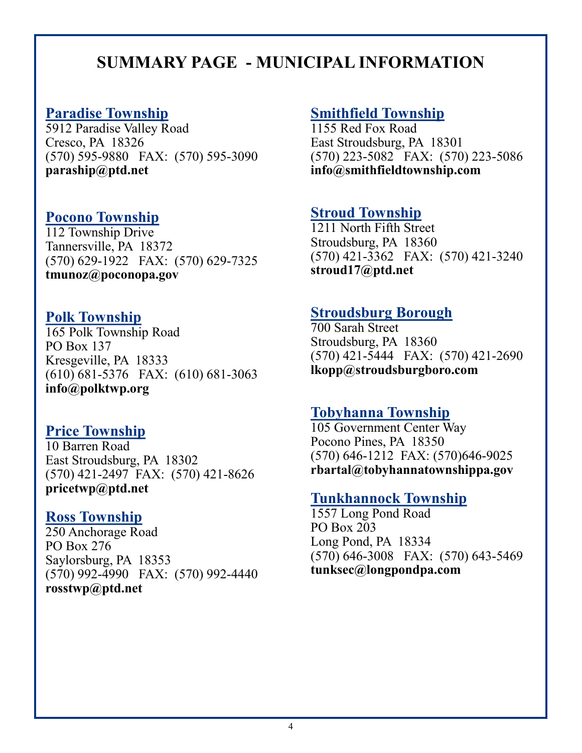# SUMMARY PAGE - MUNICIPAL INFORMATION

## Paradise Township

5912 Paradise Valley Road
Cresco, PA 18326
(570) 595-9880 FAX: (570) 595-3090
**paraship@ptd.net**

## Pocono Township

112 Township Drive
Tannersville, PA 18372
(570) 629-1922 FAX: (570) 629-7325
**tmunoz@poconopa.gov**

## Polk Township

165 Polk Township Road
PO Box 137
Kresgeville, PA 18333
(610) 681-5376 FAX: (610) 681-3063
**info@polktwp.org**

## Price Township

10 Barren Road
East Stroudsburg, PA 18302
(570) 421-2497 FAX: (570) 421-8626
**pricetwp@ptd.net**

## Ross Township

250 Anchorage Road
PO Box 276
Saylorsburg, PA 18353
(570) 992-4990 FAX: (570) 992-4440
**rosstwp@ptd.net**

## Smithfield Township

1155 Red Fox Road
East Stroudsburg, PA 18301
(570) 223-5082 FAX: (570) 223-5086
**info@smithfieldtownship.com**

## Stroud Township

1211 North Fifth Street
Stroudsburg, PA 18360
(570) 421-3362 FAX: (570) 421-3240
**stroud17@ptd.net**

## Stroudsburg Borough

700 Sarah Street
Stroudsburg, PA 18360
(570) 421-5444 FAX: (570) 421-2690
**lkopp@stroudsburgboro.com**

## Tobyhanna Township

105 Government Center Way
Pocono Pines, PA 18350
(570) 646-1212 FAX: (570)646-9025
**rbartal@tobyhannatownshippa.gov**

## Tunkhannock Township

1557 Long Pond Road
PO Box 203
Long Pond, PA 18334
(570) 646-3008 FAX: (570) 643-5469
**tunksec@longpondpa.com**